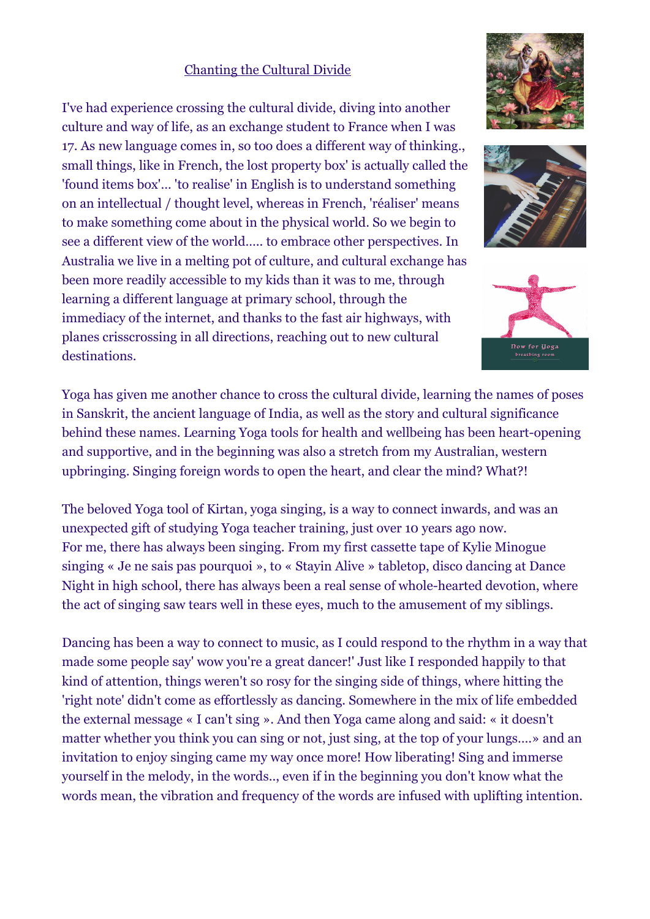# Chanting the Cultural Divide

I've had experience crossing the cultural divide, diving into another culture and way of life, as an exchange student to France when I was 17. As new language comes in, so too does a different way of thinking., small things, like in French, the lost property box' is actually called the 'found items box'... 'to realise' in English is to understand something on an intellectual / thought level, whereas in French, 'réaliser' means to make something come about in the physical world. So we begin to see a different view of the world..... to embrace other perspectives. In Australia we live in a melting pot of culture, and cultural exchange has been more readily accessible to my kids than it was to me, through learning a different language at primary school, through the immediacy of the internet, and thanks to the fast air highways, with planes crisscrossing in all directions, reaching out to new cultural destinations.

Yoga has given me another chance to cross the cultural divide, learning the names of poses in Sanskrit, the ancient language of India, as well as the story and cultural significance behind these names. Learning Yoga tools for health and wellbeing has been heart-opening and supportive, and in the beginning was also a stretch from my Australian, western upbringing. Singing foreign words to open the heart, and clear the mind? What?!

The beloved Yoga tool of Kirtan, yoga singing, is a way to connect inwards, and was an unexpected gift of studying Yoga teacher training, just over 10 years ago now.
For me, there has always been singing. From my first cassette tape of Kylie Minogue singing « Je ne sais pas pourquoi », to « Stayin Alive » tabletop, disco dancing at Dance Night in high school, there has always been a real sense of whole-hearted devotion, where the act of singing saw tears well in these eyes, much to the amusement of my siblings.

Dancing has been a way to connect to music, as I could respond to the rhythm in a way that made some people say' wow you're a great dancer!' Just like I responded happily to that kind of attention, things weren't so rosy for the singing side of things, where hitting the 'right note' didn't come as effortlessly as dancing. Somewhere in the mix of life embedded the external message « I can't sing ». And then Yoga came along and said: « it doesn't matter whether you think you can sing or not, just sing, at the top of your lungs....» and an invitation to enjoy singing came my way once more! How liberating! Sing and immerse yourself in the melody, in the words.., even if in the beginning you don't know what the words mean, the vibration and frequency of the words are infused with uplifting intention.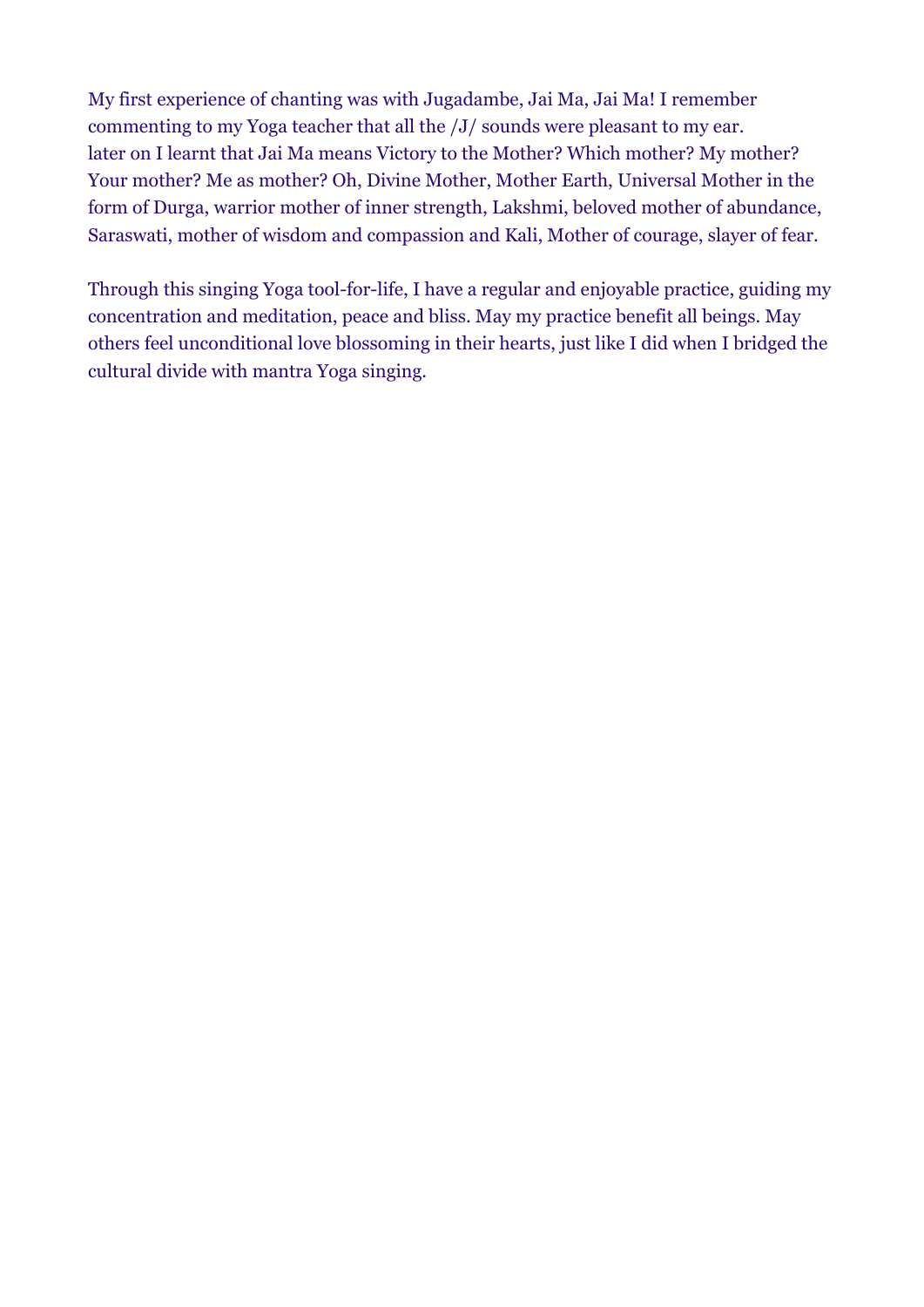My first experience of chanting was with Jugadambe, Jai Ma, Jai Ma! I remember commenting to my Yoga teacher that all the /J/ sounds were pleasant to my ear. later on I learnt that Jai Ma means Victory to the Mother? Which mother? My mother? Your mother? Me as mother? Oh, Divine Mother, Mother Earth, Universal Mother in the form of Durga, warrior mother of inner strength, Lakshmi, beloved mother of abundance, Saraswati, mother of wisdom and compassion and Kali, Mother of courage, slayer of fear.

Through this singing Yoga tool-for-life, I have a regular and enjoyable practice, guiding my concentration and meditation, peace and bliss. May my practice benefit all beings. May others feel unconditional love blossoming in their hearts, just like I did when I bridged the cultural divide with mantra Yoga singing.